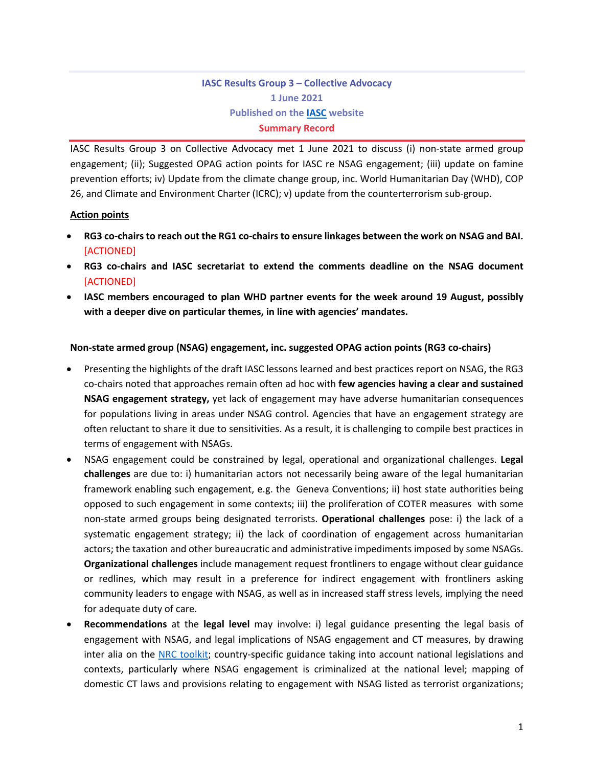**IASC Results Group 3 – Collective Advocacy**
**1 June 2021**
**Published on the [IASC](#) website**
**Summary Record**

IASC Results Group 3 on Collective Advocacy met 1 June 2021 to discuss (i) non-state armed group engagement; (ii); Suggested OPAG action points for IASC re NSAG engagement; (iii) update on famine prevention efforts; iv) Update from the climate change group, inc. World Humanitarian Day (WHD), COP 26, and Climate and Environment Charter (ICRC); v) update from the counterterrorism sub-group.

**Action points**

- **RG3 co-chairs to reach out the RG1 co-chairs to ensure linkages between the work on NSAG and BAI.** [ACTIONED]
- **RG3 co-chairs and IASC secretariat to extend the comments deadline on the NSAG document** [ACTIONED]
- **IASC members encouraged to plan WHD partner events for the week around 19 August, possibly with a deeper dive on particular themes, in line with agencies' mandates.**

**Non-state armed group (NSAG) engagement, inc. suggested OPAG action points (RG3 co-chairs)**

- Presenting the highlights of the draft IASC lessons learned and best practices report on NSAG, the RG3 co-chairs noted that approaches remain often ad hoc with **few agencies having a clear and sustained NSAG engagement strategy,** yet lack of engagement may have adverse humanitarian consequences for populations living in areas under NSAG control. Agencies that have an engagement strategy are often reluctant to share it due to sensitivities. As a result, it is challenging to compile best practices in terms of engagement with NSAGs.
- NSAG engagement could be constrained by legal, operational and organizational challenges. **Legal challenges** are due to: i) humanitarian actors not necessarily being aware of the legal humanitarian framework enabling such engagement, e.g. the Geneva Conventions; ii) host state authorities being opposed to such engagement in some contexts; iii) the proliferation of COTER measures with some non-state armed groups being designated terrorists. **Operational challenges** pose: i) the lack of a systematic engagement strategy; ii) the lack of coordination of engagement across humanitarian actors; the taxation and other bureaucratic and administrative impediments imposed by some NSAGs. **Organizational challenges** include management request frontliners to engage without clear guidance or redlines, which may result in a preference for indirect engagement with frontliners asking community leaders to engage with NSAG, as well as in increased staff stress levels, implying the need for adequate duty of care.
- **Recommendations** at the **legal level** may involve: i) legal guidance presenting the legal basis of engagement with NSAG, and legal implications of NSAG engagement and CT measures, by drawing inter alia on the [NRC toolkit](#); country-specific guidance taking into account national legislations and contexts, particularly where NSAG engagement is criminalized at the national level; mapping of domestic CT laws and provisions relating to engagement with NSAG listed as terrorist organizations;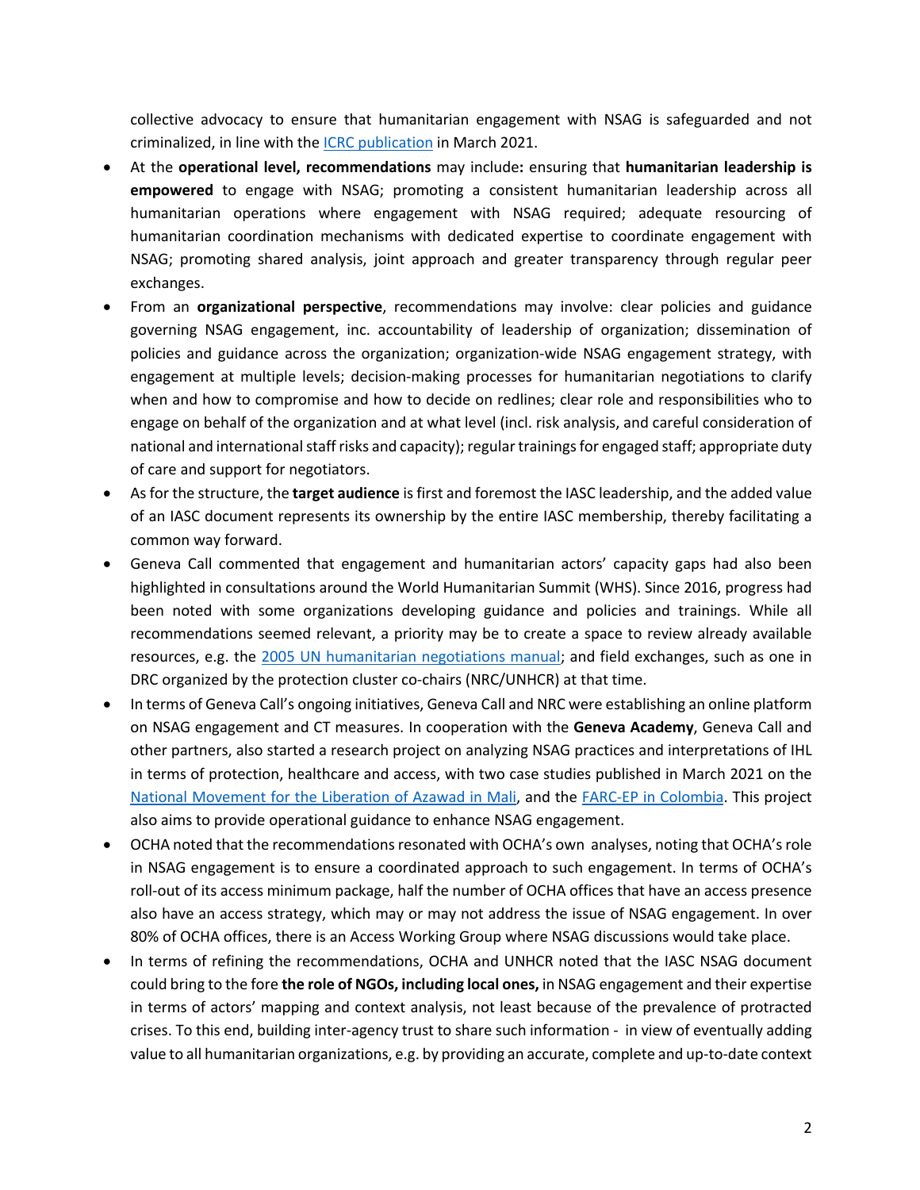collective advocacy to ensure that humanitarian engagement with NSAG is safeguarded and not criminalized, in line with the [ICRC publication] in March 2021.

- At the **operational level, recommendations** may include**:** ensuring that **humanitarian leadership is empowered** to engage with NSAG; promoting a consistent humanitarian leadership across all humanitarian operations where engagement with NSAG required; adequate resourcing of humanitarian coordination mechanisms with dedicated expertise to coordinate engagement with NSAG; promoting shared analysis, joint approach and greater transparency through regular peer exchanges.
- From an **organizational perspective**, recommendations may involve: clear policies and guidance governing NSAG engagement, inc. accountability of leadership of organization; dissemination of policies and guidance across the organization; organization-wide NSAG engagement strategy, with engagement at multiple levels; decision-making processes for humanitarian negotiations to clarify when and how to compromise and how to decide on redlines; clear role and responsibilities who to engage on behalf of the organization and at what level (incl. risk analysis, and careful consideration of national and international staff risks and capacity); regular trainings for engaged staff; appropriate duty of care and support for negotiators.
- As for the structure, the **target audience** is first and foremost the IASC leadership, and the added value of an IASC document represents its ownership by the entire IASC membership, thereby facilitating a common way forward.
- Geneva Call commented that engagement and humanitarian actors' capacity gaps had also been highlighted in consultations around the World Humanitarian Summit (WHS). Since 2016, progress had been noted with some organizations developing guidance and policies and trainings. While all recommendations seemed relevant, a priority may be to create a space to review already available resources, e.g. the [2005 UN humanitarian negotiations manual]; and field exchanges, such as one in DRC organized by the protection cluster co-chairs (NRC/UNHCR) at that time.
- In terms of Geneva Call's ongoing initiatives, Geneva Call and NRC were establishing an online platform on NSAG engagement and CT measures. In cooperation with the **Geneva Academy**, Geneva Call and other partners, also started a research project on analyzing NSAG practices and interpretations of IHL in terms of protection, healthcare and access, with two case studies published in March 2021 on the [National Movement for the Liberation of Azawad in Mali], and the [FARC-EP in Colombia]. This project also aims to provide operational guidance to enhance NSAG engagement.
- OCHA noted that the recommendations resonated with OCHA's own analyses, noting that OCHA's role in NSAG engagement is to ensure a coordinated approach to such engagement. In terms of OCHA's roll-out of its access minimum package, half the number of OCHA offices that have an access presence also have an access strategy, which may or may not address the issue of NSAG engagement. In over 80% of OCHA offices, there is an Access Working Group where NSAG discussions would take place.
- In terms of refining the recommendations, OCHA and UNHCR noted that the IASC NSAG document could bring to the fore **the role of NGOs, including local ones,** in NSAG engagement and their expertise in terms of actors' mapping and context analysis, not least because of the prevalence of protracted crises. To this end, building inter-agency trust to share such information - in view of eventually adding value to all humanitarian organizations, e.g. by providing an accurate, complete and up-to-date context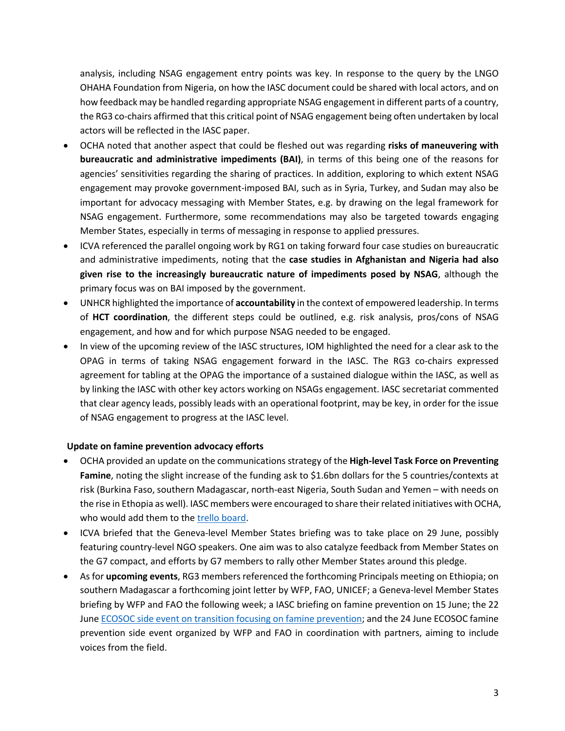analysis, including NSAG engagement entry points was key. In response to the query by the LNGO OHAHA Foundation from Nigeria, on how the IASC document could be shared with local actors, and on how feedback may be handled regarding appropriate NSAG engagement in different parts of a country, the RG3 co-chairs affirmed that this critical point of NSAG engagement being often undertaken by local actors will be reflected in the IASC paper.

- OCHA noted that another aspect that could be fleshed out was regarding **risks of maneuvering with bureaucratic and administrative impediments (BAI)**, in terms of this being one of the reasons for agencies' sensitivities regarding the sharing of practices. In addition, exploring to which extent NSAG engagement may provoke government-imposed BAI, such as in Syria, Turkey, and Sudan may also be important for advocacy messaging with Member States, e.g. by drawing on the legal framework for NSAG engagement. Furthermore, some recommendations may also be targeted towards engaging Member States, especially in terms of messaging in response to applied pressures.
- ICVA referenced the parallel ongoing work by RG1 on taking forward four case studies on bureaucratic and administrative impediments, noting that the **case studies in Afghanistan and Nigeria had also given rise to the increasingly bureaucratic nature of impediments posed by NSAG**, although the primary focus was on BAI imposed by the government.
- UNHCR highlighted the importance of **accountability** in the context of empowered leadership. In terms of **HCT coordination**, the different steps could be outlined, e.g. risk analysis, pros/cons of NSAG engagement, and how and for which purpose NSAG needed to be engaged.
- In view of the upcoming review of the IASC structures, IOM highlighted the need for a clear ask to the OPAG in terms of taking NSAG engagement forward in the IASC. The RG3 co-chairs expressed agreement for tabling at the OPAG the importance of a sustained dialogue within the IASC, as well as by linking the IASC with other key actors working on NSAGs engagement. IASC secretariat commented that clear agency leads, possibly leads with an operational footprint, may be key, in order for the issue of NSAG engagement to progress at the IASC level.

**Update on famine prevention advocacy efforts**

- OCHA provided an update on the communications strategy of the **High-level Task Force on Preventing Famine**, noting the slight increase of the funding ask to $1.6bn dollars for the 5 countries/contexts at risk (Burkina Faso, southern Madagascar, north-east Nigeria, South Sudan and Yemen – with needs on the rise in Ethopia as well). IASC members were encouraged to share their related initiatives with OCHA, who would add them to the [trello board](#).
- ICVA briefed that the Geneva-level Member States briefing was to take place on 29 June, possibly featuring country-level NGO speakers. One aim was to also catalyze feedback from Member States on the G7 compact, and efforts by G7 members to rally other Member States around this pledge.
- As for **upcoming events**, RG3 members referenced the forthcoming Principals meeting on Ethiopia; on southern Madagascar a forthcoming joint letter by WFP, FAO, UNICEF; a Geneva-level Member States briefing by WFP and FAO the following week; a IASC briefing on famine prevention on 15 June; the 22 June [ECOSOC side event on transition focusing on famine prevention](#); and the 24 June ECOSOC famine prevention side event organized by WFP and FAO in coordination with partners, aiming to include voices from the field.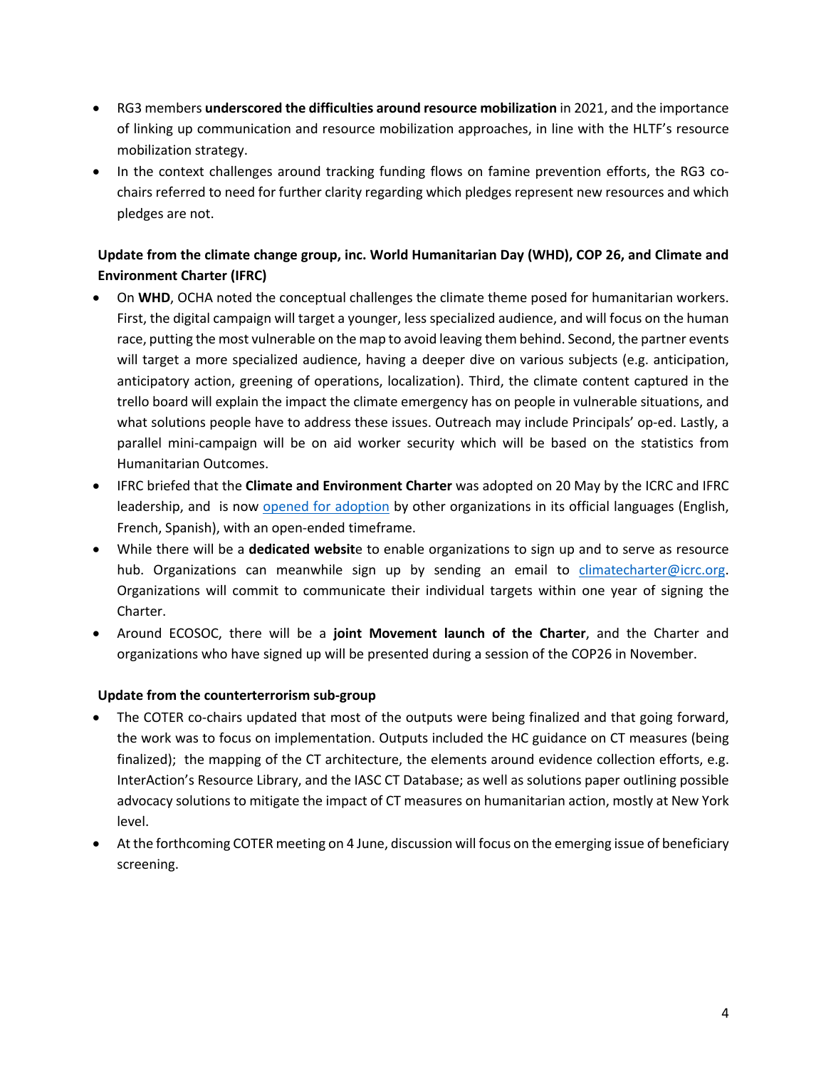- RG3 members **underscored the difficulties around resource mobilization** in 2021, and the importance of linking up communication and resource mobilization approaches, in line with the HLTF's resource mobilization strategy.
- In the context challenges around tracking funding flows on famine prevention efforts, the RG3 co-chairs referred to need for further clarity regarding which pledges represent new resources and which pledges are not.

**Update from the climate change group, inc. World Humanitarian Day (WHD), COP 26, and Climate and Environment Charter (IFRC)**

- On **WHD**, OCHA noted the conceptual challenges the climate theme posed for humanitarian workers. First, the digital campaign will target a younger, less specialized audience, and will focus on the human race, putting the most vulnerable on the map to avoid leaving them behind. Second, the partner events will target a more specialized audience, having a deeper dive on various subjects (e.g. anticipation, anticipatory action, greening of operations, localization). Third, the climate content captured in the trello board will explain the impact the climate emergency has on people in vulnerable situations, and what solutions people have to address these issues. Outreach may include Principals' op-ed. Lastly, a parallel mini-campaign will be on aid worker security which will be based on the statistics from Humanitarian Outcomes.
- IFRC briefed that the **Climate and Environment Charter** was adopted on 20 May by the ICRC and IFRC leadership, and is now opened for adoption by other organizations in its official languages (English, French, Spanish), with an open-ended timeframe.
- While there will be a **dedicated websit**e to enable organizations to sign up and to serve as resource hub. Organizations can meanwhile sign up by sending an email to climatecharter@icrc.org. Organizations will commit to communicate their individual targets within one year of signing the Charter.
- Around ECOSOC, there will be a **joint Movement launch of the Charter**, and the Charter and organizations who have signed up will be presented during a session of the COP26 in November.

**Update from the counterterrorism sub-group**

- The COTER co-chairs updated that most of the outputs were being finalized and that going forward, the work was to focus on implementation. Outputs included the HC guidance on CT measures (being finalized); the mapping of the CT architecture, the elements around evidence collection efforts, e.g. InterAction's Resource Library, and the IASC CT Database; as well as solutions paper outlining possible advocacy solutions to mitigate the impact of CT measures on humanitarian action, mostly at New York level.
- At the forthcoming COTER meeting on 4 June, discussion will focus on the emerging issue of beneficiary screening.